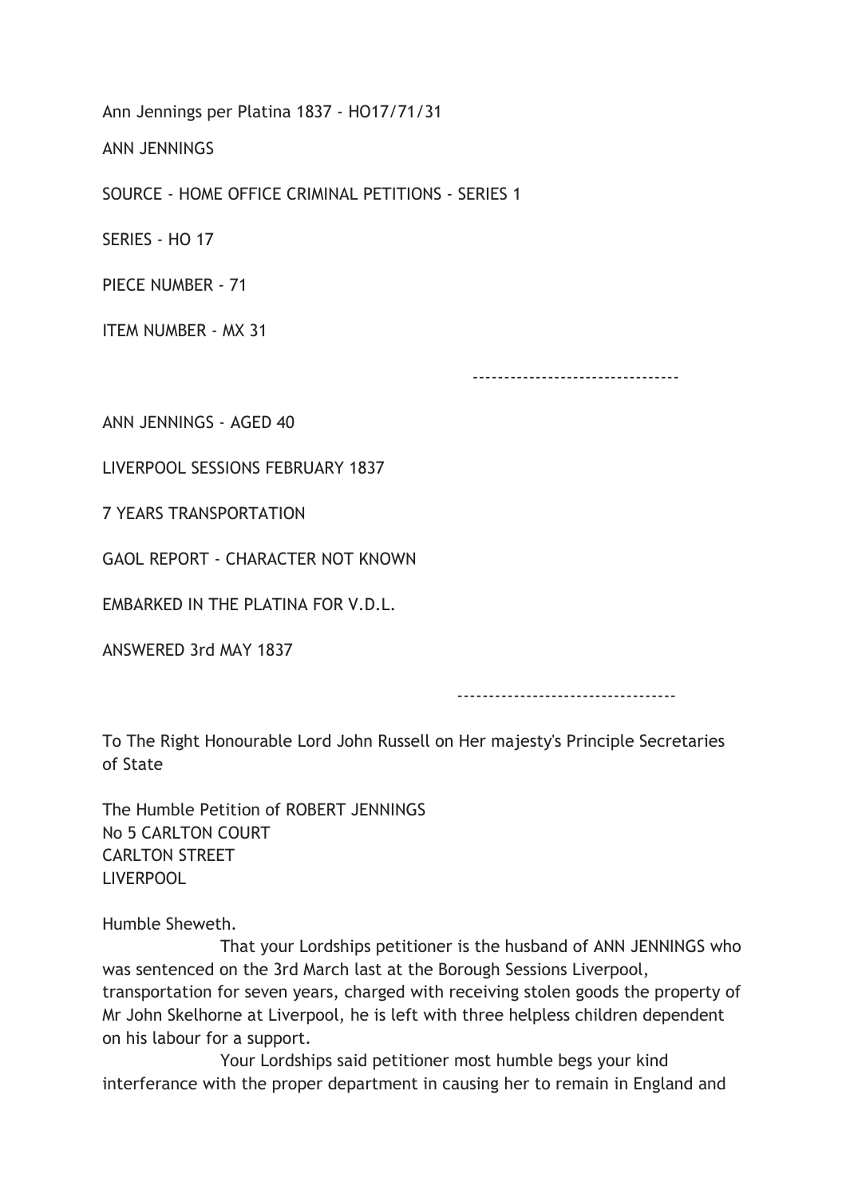Ann Jennings per Platina 1837 - HO17/71/31

ANN JENNINGS

SOURCE - HOME OFFICE CRIMINAL PETITIONS - SERIES 1

SERIES - HO 17

PIECE NUMBER - 71

ITEM NUMBER - MX 31

---

ANN JENNINGS - AGED 40

LIVERPOOL SESSIONS FEBRUARY 1837

7 YEARS TRANSPORTATION

GAOL REPORT - CHARACTER NOT KNOWN

EMBARKED IN THE PLATINA FOR V.D.L.

ANSWERED 3rd MAY 1837

---

To The Right Honourable Lord John Russell on Her majesty's Principle Secretaries of State

The Humble Petition of ROBERT JENNINGS
No 5 CARLTON COURT
CARLTON STREET
LIVERPOOL

Humble Sheweth.

That your Lordships petitioner is the husband of ANN JENNINGS who was sentenced on the 3rd March last at the Borough Sessions Liverpool, transportation for seven years, charged with receiving stolen goods the property of Mr John Skelhorne at Liverpool, he is left with three helpless children dependent on his labour for a support.

Your Lordships said petitioner most humble begs your kind interferance with the proper department in causing her to remain in England and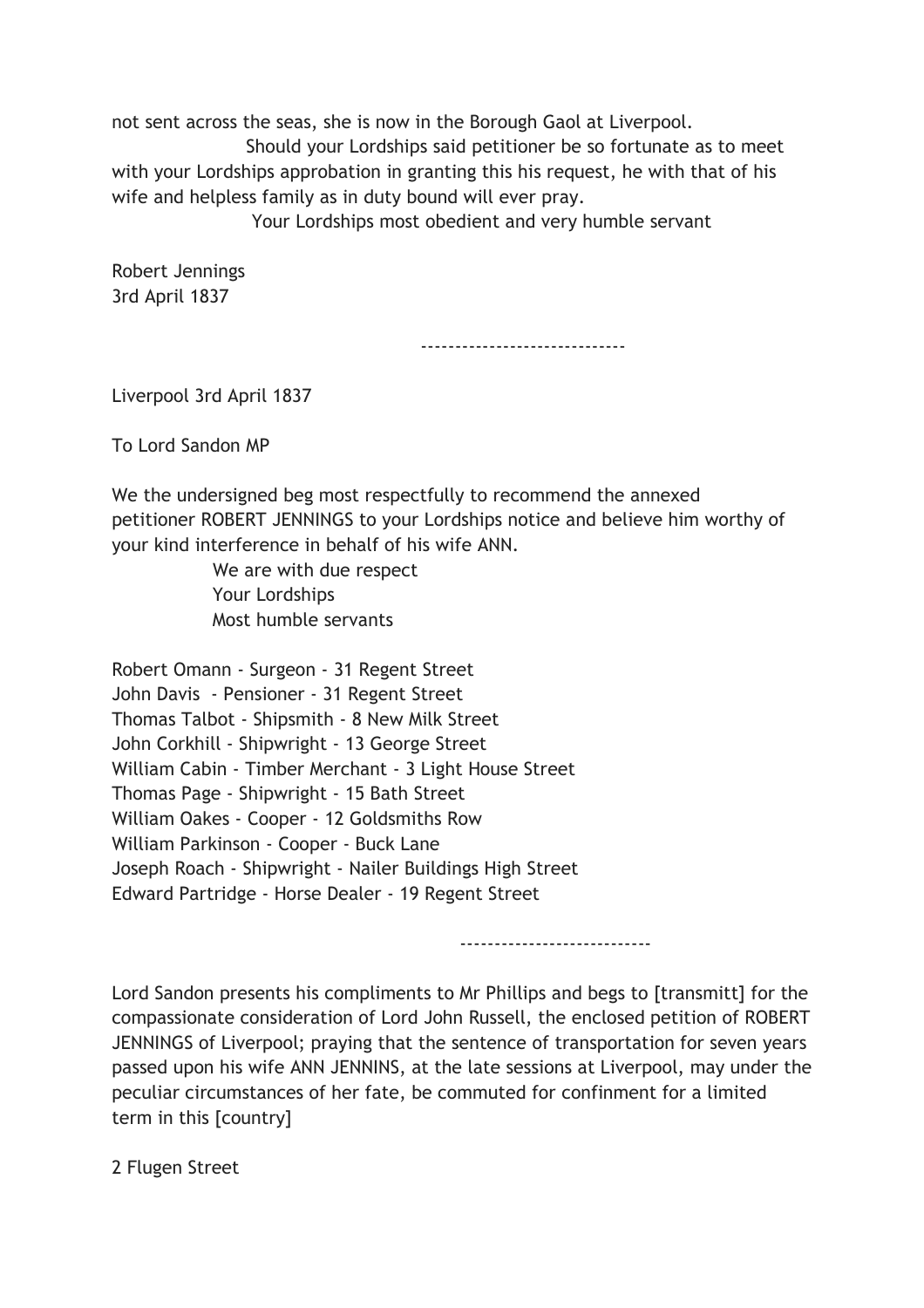not sent across the seas, she is now in the Borough Gaol at Liverpool.

Should your Lordships said petitioner be so fortunate as to meet with your Lordships approbation in granting this his request, he with that of his wife and helpless family as in duty bound will ever pray.

Your Lordships most obedient and very humble servant

Robert Jennings
3rd April 1837

-----------------------------

Liverpool 3rd April 1837

To Lord Sandon MP

We the undersigned beg most respectfully to recommend the annexed petitioner ROBERT JENNINGS to your Lordships notice and believe him worthy of your kind interference in behalf of his wife ANN.

We are with due respect
Your Lordships
Most humble servants

Robert Omann - Surgeon - 31 Regent Street
John Davis - Pensioner - 31 Regent Street
Thomas Talbot - Shipsmith - 8 New Milk Street
John Corkhill - Shipwright - 13 George Street
William Cabin - Timber Merchant - 3 Light House Street
Thomas Page - Shipwright - 15 Bath Street
William Oakes - Cooper - 12 Goldsmiths Row
William Parkinson - Cooper - Buck Lane
Joseph Roach - Shipwright - Nailer Buildings High Street
Edward Partridge - Horse Dealer - 19 Regent Street

---------------------------

Lord Sandon presents his compliments to Mr Phillips and begs to [transmitt] for the compassionate consideration of Lord John Russell, the enclosed petition of ROBERT JENNINGS of Liverpool; praying that the sentence of transportation for seven years passed upon his wife ANN JENNINS, at the late sessions at Liverpool, may under the peculiar circumstances of her fate, be commuted for confinment for a limited term in this [country]

2 Flugen Street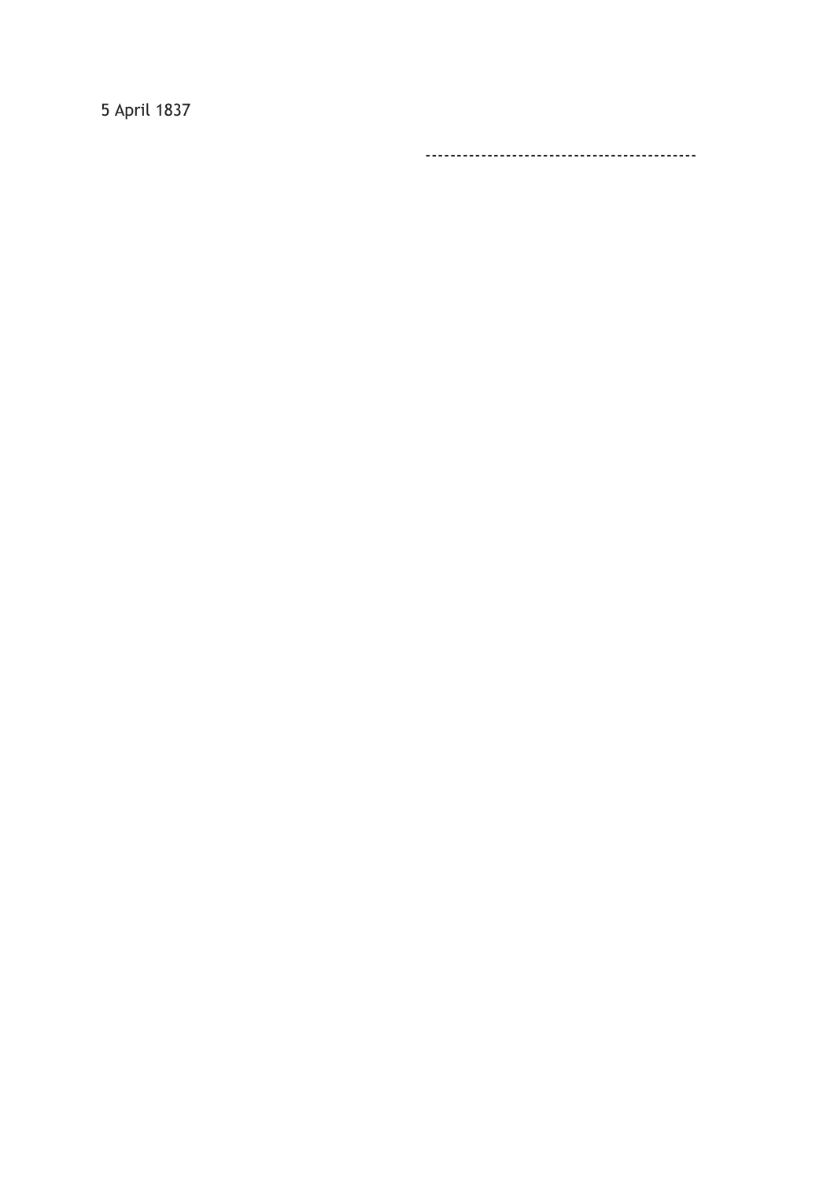5 April 1837

--------------------------------------------